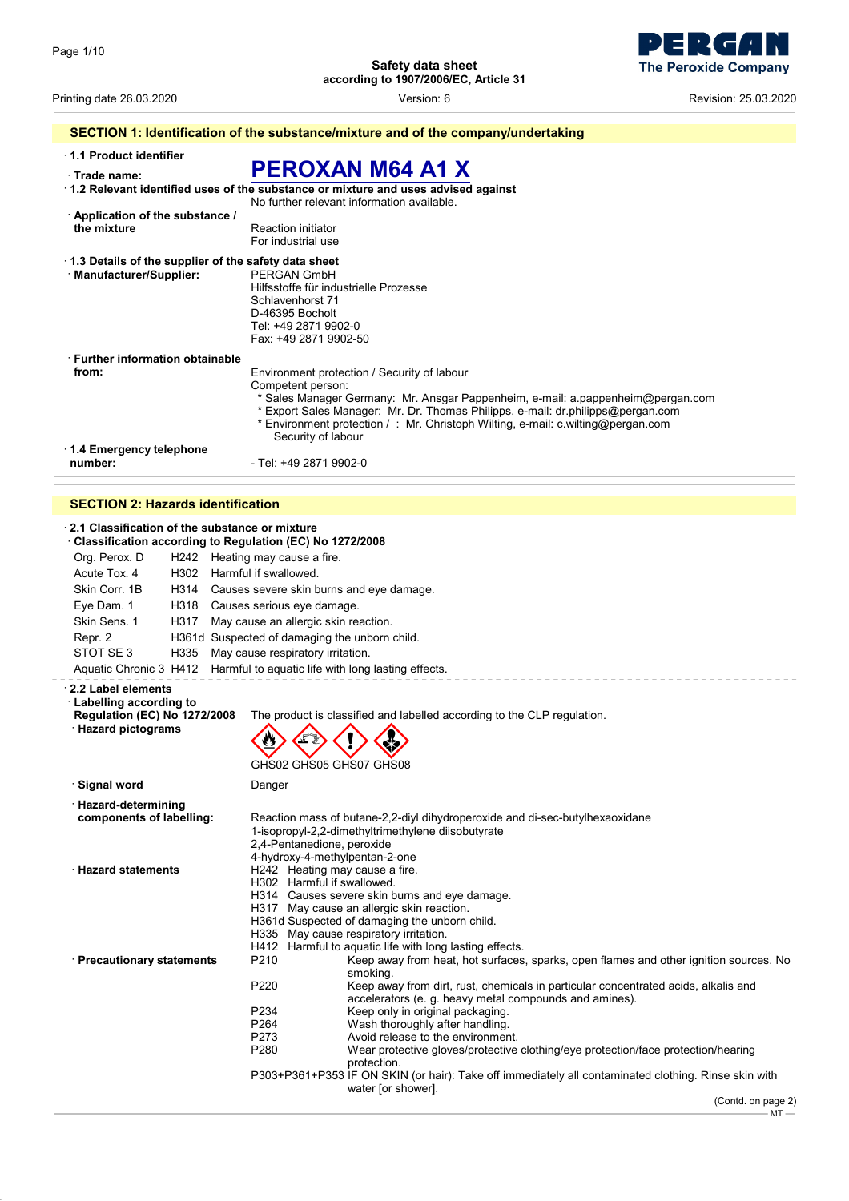Safety data sheet
according to 1907/2006/EC, Article 31

Printing date 26.03.2020 | Version: 6 | Revision: 25.03.2020

## SECTION 1: Identification of the substance/mixture and of the company/undertaking

· **1.1 Product identifier**

· **Trade name:** **PEROXAN M64 A1 X**

· **1.2 Relevant identified uses of the substance or mixture and uses advised against**
No further relevant information available.

· **Application of the substance / the mixture**
Reaction initiator
For industrial use

· **1.3 Details of the supplier of the safety data sheet**

· **Manufacturer/Supplier:**
PERGAN GmbH
Hilfsstoffe für industrielle Prozesse
Schlavenhorst 71
D-46395 Bocholt
Tel: +49 2871 9902-0
Fax: +49 2871 9902-50

· **Further information obtainable from:**
Environment protection / Security of labour
Competent person:
* Sales Manager Germany: Mr. Ansgar Pappenheim, e-mail: a.pappenheim@pergan.com
* Export Sales Manager: Mr. Dr. Thomas Philipps, e-mail: dr.philipps@pergan.com
* Environment protection / : Mr. Christoph Wilting, e-mail: c.wilting@pergan.com
Security of labour

· **1.4 Emergency telephone number:**
- Tel: +49 2871 9902-0

## SECTION 2: Hazards identification

· **2.1 Classification of the substance or mixture**

· **Classification according to Regulation (EC) No 1272/2008**

| | | |
|---|---|---|
| Org. Perox. D | H242 | Heating may cause a fire. |
| Acute Tox. 4 | H302 | Harmful if swallowed. |
| Skin Corr. 1B | H314 | Causes severe skin burns and eye damage. |
| Eye Dam. 1 | H318 | Causes serious eye damage. |
| Skin Sens. 1 | H317 | May cause an allergic skin reaction. |
| Repr. 2 | H361d | Suspected of damaging the unborn child. |
| STOT SE 3 | H335 | May cause respiratory irritation. |
| Aquatic Chronic 3 | H412 | Harmful to aquatic life with long lasting effects. |

· **2.2 Label elements**

· **Labelling according to Regulation (EC) No 1272/2008**
The product is classified and labelled according to the CLP regulation.

· **Hazard pictograms**
GHS02 GHS05 GHS07 GHS08

· **Signal word**
Danger

· **Hazard-determining components of labelling:**
Reaction mass of butane-2,2-diyl dihydroperoxide and di-sec-butylhexaoxidane
1-isopropyl-2,2-dimethyltrimethylene diisobutyrate
2,4-Pentanedione, peroxide
4-hydroxy-4-methylpentan-2-one

· **Hazard statements**
H242 Heating may cause a fire.
H302 Harmful if swallowed.
H314 Causes severe skin burns and eye damage.
H317 May cause an allergic skin reaction.
H361d Suspected of damaging the unborn child.
H335 May cause respiratory irritation.
H412 Harmful to aquatic life with long lasting effects.

· **Precautionary statements**

| | |
|---|---|
| P210 | Keep away from heat, hot surfaces, sparks, open flames and other ignition sources. No smoking. |
| P220 | Keep away from dirt, rust, chemicals in particular concentrated acids, alkalis and accelerators (e. g. heavy metal compounds and amines). |
| P234 | Keep only in original packaging. |
| P264 | Wash thoroughly after handling. |
| P273 | Avoid release to the environment. |
| P280 | Wear protective gloves/protective clothing/eye protection/face protection/hearing protection. |
| P303+P361+P353 | IF ON SKIN (or hair): Take off immediately all contaminated clothing. Rinse skin with water [or shower]. |

(Contd. on page 2)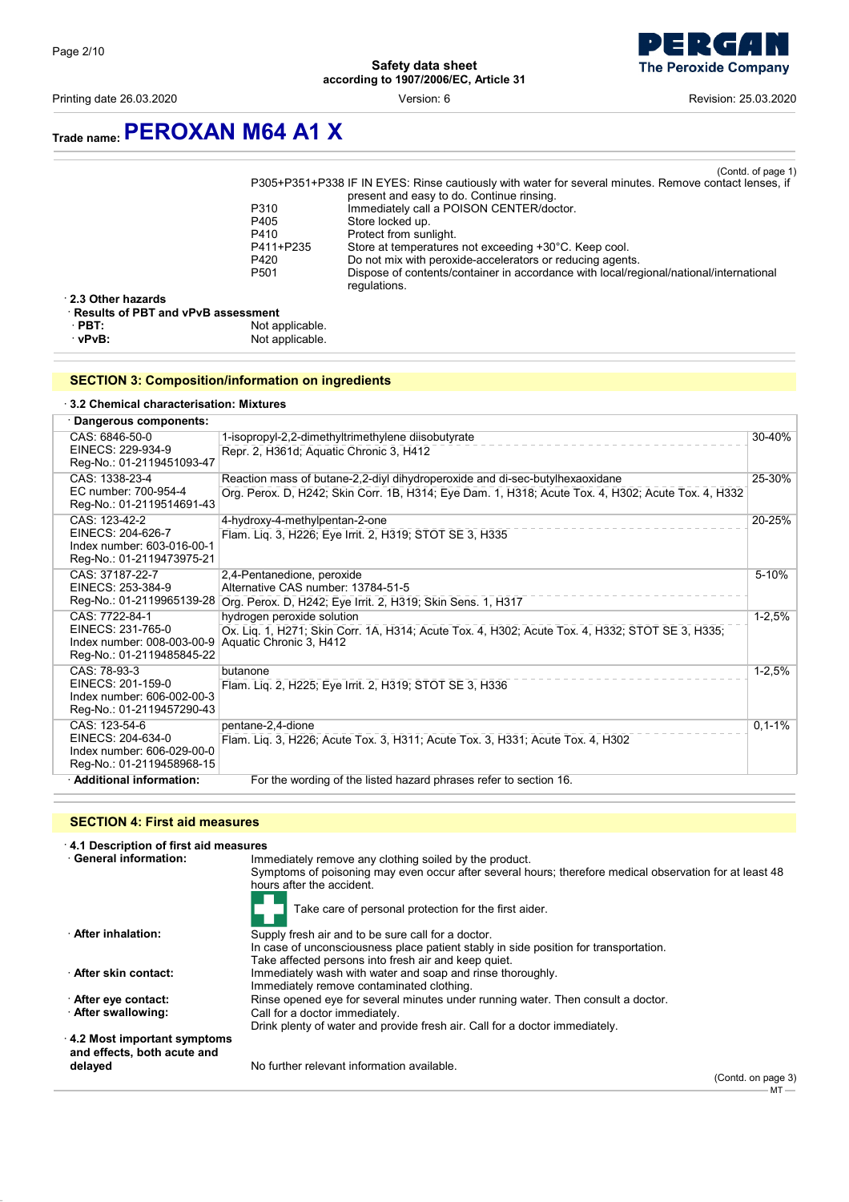Trade name: **PEROXAN M64 A1 X**

(Contd. of page 1)

| | |
|---|---|
| P305+P351+P338 | IF IN EYES: Rinse cautiously with water for several minutes. Remove contact lenses, if present and easy to do. Continue rinsing. |
| P310 | Immediately call a POISON CENTER/doctor. |
| P405 | Store locked up. |
| P410 | Protect from sunlight. |
| P411+P235 | Store at temperatures not exceeding +30°C. Keep cool. |
| P420 | Do not mix with peroxide-accelerators or reducing agents. |
| P501 | Dispose of contents/container in accordance with local/regional/national/international regulations. |

· **2.3 Other hazards**

· **Results of PBT and vPvB assessment**

· **PBT:** Not applicable.

· **vPvB:** Not applicable.

## SECTION 3: Composition/information on ingredients

· **3.2 Chemical characterisation: Mixtures**

· **Dangerous components:**

| Identifiers | Component / Classification | % |
|---|---|---|
| CAS: 6846-50-0<br>EINECS: 229-934-9<br>Reg-No.: 01-2119451093-47 | 1-isopropyl-2,2-dimethyltrimethylene diisobutyrate<br>Repr. 2, H361d; Aquatic Chronic 3, H412 | 30-40% |
| CAS: 1338-23-4<br>EC number: 700-954-4<br>Reg-No.: 01-2119514691-43 | Reaction mass of butane-2,2-diyl dihydroperoxide and di-sec-butylhexaoxidane<br>Org. Perox. D, H242; Skin Corr. 1B, H314; Eye Dam. 1, H318; Acute Tox. 4, H302; Acute Tox. 4, H332 | 25-30% |
| CAS: 123-42-2<br>EINECS: 204-626-7<br>Index number: 603-016-00-1<br>Reg-No.: 01-2119473975-21 | 4-hydroxy-4-methylpentan-2-one<br>Flam. Liq. 3, H226; Eye Irrit. 2, H319; STOT SE 3, H335 | 20-25% |
| CAS: 37187-22-7<br>EINECS: 253-384-9<br>Reg-No.: 01-2119965139-28 | 2,4-Pentanedione, peroxide<br>Alternative CAS number: 13784-51-5<br>Org. Perox. D, H242; Eye Irrit. 2, H319; Skin Sens. 1, H317 | 5-10% |
| CAS: 7722-84-1<br>EINECS: 231-765-0<br>Index number: 008-003-00-9<br>Reg-No.: 01-2119485845-22 | hydrogen peroxide solution<br>Ox. Liq. 1, H271; Skin Corr. 1A, H314; Acute Tox. 4, H302; Acute Tox. 4, H332; STOT SE 3, H335; Aquatic Chronic 3, H412 | 1-2,5% |
| CAS: 78-93-3<br>EINECS: 201-159-0<br>Index number: 606-002-00-3<br>Reg-No.: 01-2119457290-43 | butanone<br>Flam. Liq. 2, H225; Eye Irrit. 2, H319; STOT SE 3, H336 | 1-2,5% |
| CAS: 123-54-6<br>EINECS: 204-634-0<br>Index number: 606-029-00-0<br>Reg-No.: 01-2119458968-15 | pentane-2,4-dione<br>Flam. Liq. 3, H226; Acute Tox. 3, H311; Acute Tox. 3, H331; Acute Tox. 4, H302 | 0,1-1% |

· **Additional information:** For the wording of the listed hazard phrases refer to section 16.

## SECTION 4: First aid measures

· **4.1 Description of first aid measures**

· **General information:** Immediately remove any clothing soiled by the product.
Symptoms of poisoning may even occur after several hours; therefore medical observation for at least 48 hours after the accident.
Take care of personal protection for the first aider.

· **After inhalation:** Supply fresh air and to be sure call for a doctor.
In case of unconsciousness place patient stably in side position for transportation.
Take affected persons into fresh air and keep quiet.

· **After skin contact:** Immediately wash with water and soap and rinse thoroughly.
Immediately remove contaminated clothing.

· **After eye contact:** Rinse opened eye for several minutes under running water. Then consult a doctor.

· **After swallowing:** Call for a doctor immediately.
Drink plenty of water and provide fresh air. Call for a doctor immediately.

· **4.2 Most important symptoms and effects, both acute and delayed** No further relevant information available.

(Contd. on page 3)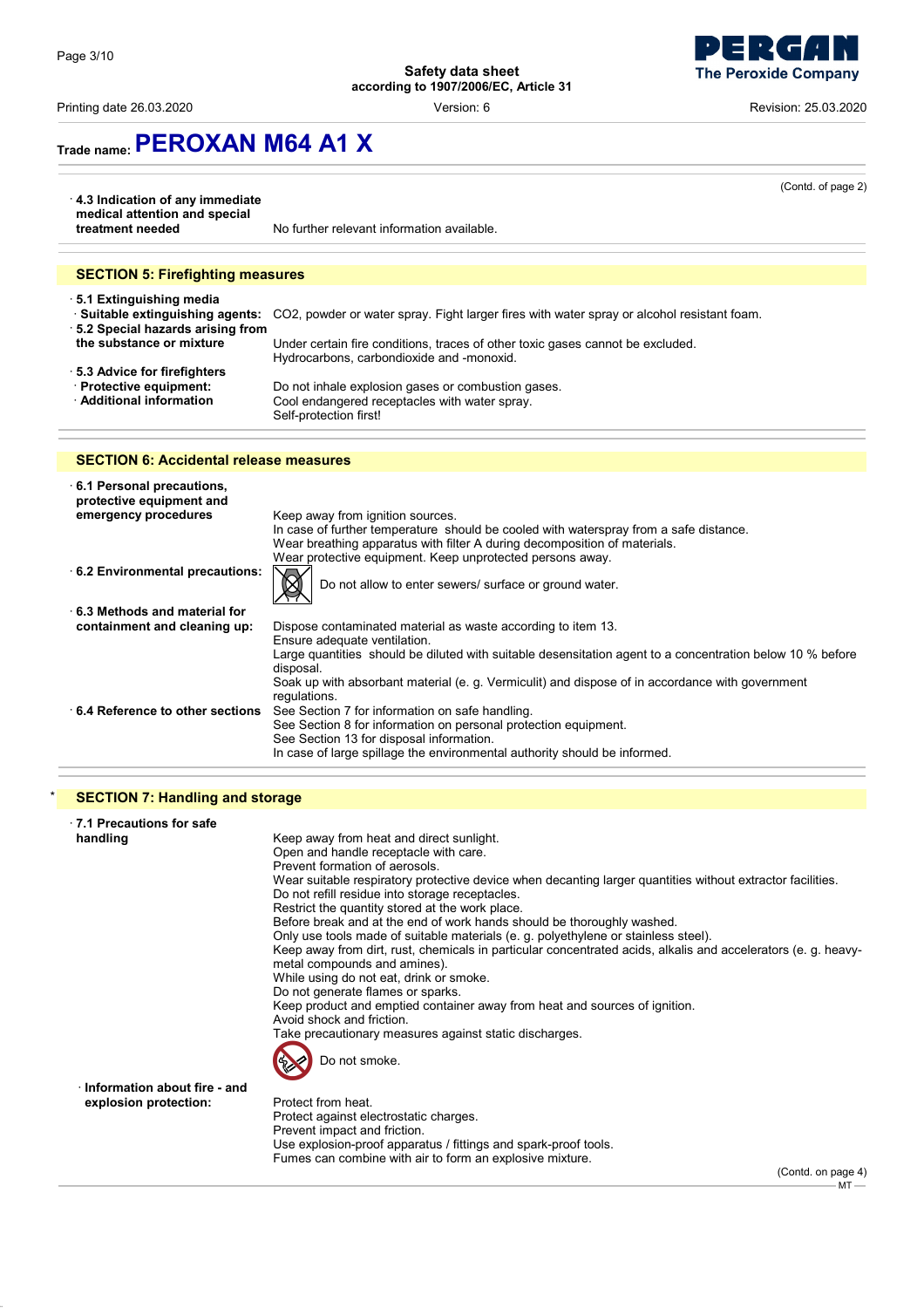# Trade name: PEROXAN M64 A1 X

(Contd. of page 2)

· **4.3 Indication of any immediate medical attention and special treatment needed** No further relevant information available.

## SECTION 5: Firefighting measures

· **5.1 Extinguishing media**
· **Suitable extinguishing agents:** $CO_2$, powder or water spray. Fight larger fires with water spray or alcohol resistant foam.
· **5.2 Special hazards arising from the substance or mixture** Under certain fire conditions, traces of other toxic gases cannot be excluded.
Hydrocarbons, carbondioxide and -monoxid.
· **5.3 Advice for firefighters**
· **Protective equipment:** Do not inhale explosion gases or combustion gases.
· **Additional information** Cool endangered receptacles with water spray.
Self-protection first!

## SECTION 6: Accidental release measures

· **6.1 Personal precautions, protective equipment and emergency procedures** Keep away from ignition sources.
In case of further temperature should be cooled with waterspray from a safe distance.
Wear breathing apparatus with filter A during decomposition of materials.
Wear protective equipment. Keep unprotected persons away.
· **6.2 Environmental precautions:** Do not allow to enter sewers/ surface or ground water.
· **6.3 Methods and material for containment and cleaning up:** Dispose contaminated material as waste according to item 13.
Ensure adequate ventilation.
Large quantities should be diluted with suitable desensitation agent to a concentration below 10 % before disposal.
Soak up with absorbant material (e. g. Vermiculit) and dispose of in accordance with government regulations.
· **6.4 Reference to other sections** See Section 7 for information on safe handling.
See Section 8 for information on personal protection equipment.
See Section 13 for disposal information.
In case of large spillage the environmental authority should be informed.

## * SECTION 7: Handling and storage

· **7.1 Precautions for safe handling** Keep away from heat and direct sunlight.
Open and handle receptacle with care.
Prevent formation of aerosols.
Wear suitable respiratory protective device when decanting larger quantities without extractor facilities.
Do not refill residue into storage receptacles.
Restrict the quantity stored at the work place.
Before break and at the end of work hands should be thoroughly washed.
Only use tools made of suitable materials (e. g. polyethylene or stainless steel).
Keep away from dirt, rust, chemicals in particular concentrated acids, alkalis and accelerators (e. g. heavy-metal compounds and amines).
While using do not eat, drink or smoke.
Do not generate flames or sparks.
Keep product and emptied container away from heat and sources of ignition.
Avoid shock and friction.
Take precautionary measures against static discharges.
Do not smoke.
· **Information about fire - and explosion protection:** Protect from heat.
Protect against electrostatic charges.
Prevent impact and friction.
Use explosion-proof apparatus / fittings and spark-proof tools.
Fumes can combine with air to form an explosive mixture.

(Contd. on page 4)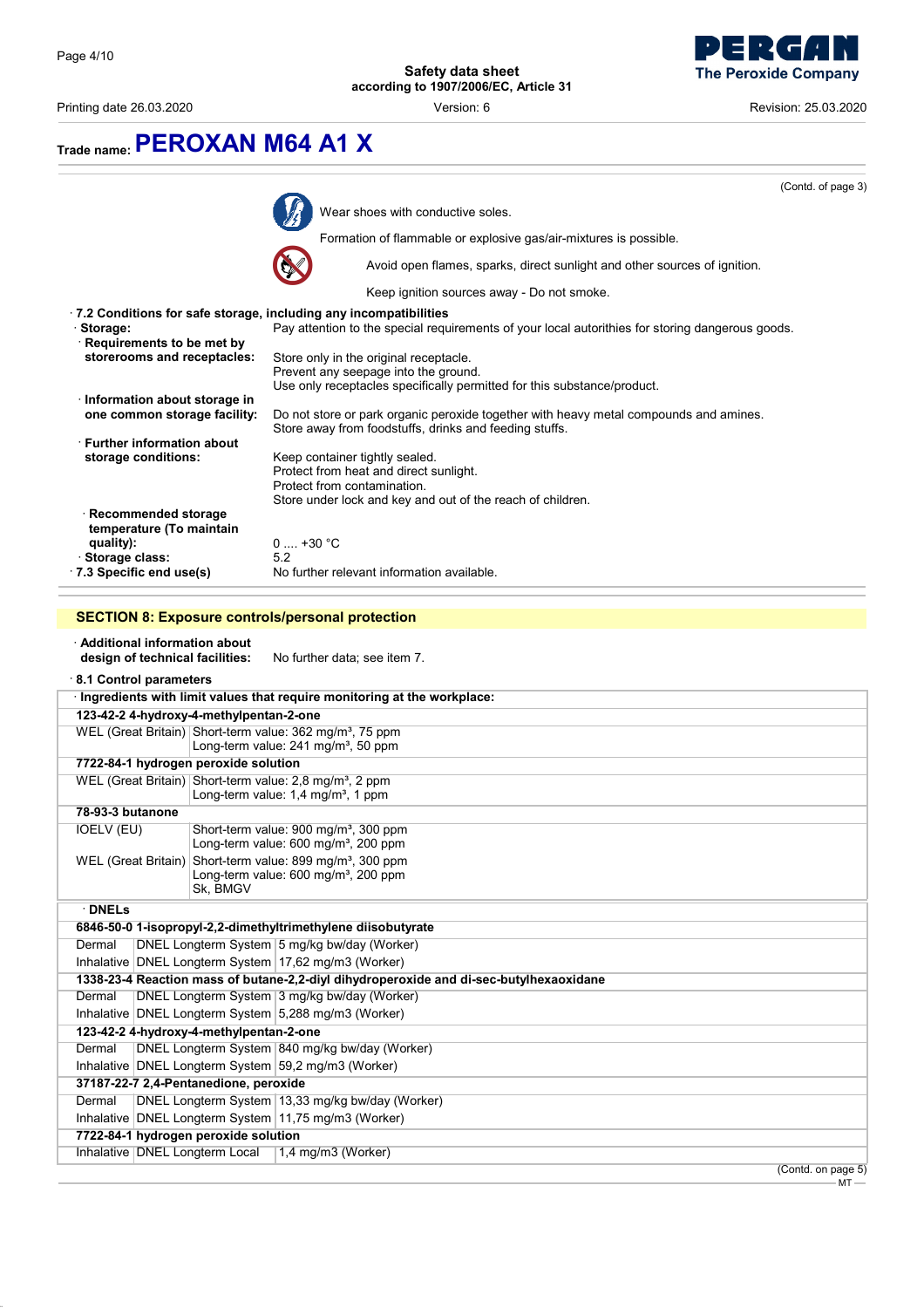# Trade name: PEROXAN M64 A1 X

(Contd. of page 3)

Wear shoes with conductive soles.

Formation of flammable or explosive gas/air-mixtures is possible.

Avoid open flames, sparks, direct sunlight and other sources of ignition.

Keep ignition sources away - Do not smoke.

· **7.2 Conditions for safe storage, including any incompatibilities**

· **Storage:** Pay attention to the special requirements of your local autorities for storing dangerous goods.

· **Requirements to be met by storerooms and receptacles:**
Store only in the original receptacle.
Prevent any seepage into the ground.
Use only receptacles specifically permitted for this substance/product.

· **Information about storage in one common storage facility:**
Do not store or park organic peroxide together with heavy metal compounds and amines.
Store away from foodstuffs, drinks and feeding stuffs.

· **Further information about storage conditions:**
Keep container tightly sealed.
Protect from heat and direct sunlight.
Protect from contamination.
Store under lock and key and out of the reach of children.

· **Recommended storage temperature (To maintain quality):** 0 .... +30 °C

· **Storage class:** 5.2

· **7.3 Specific end use(s)** No further relevant information available.

## SECTION 8: Exposure controls/personal protection

· **Additional information about design of technical facilities:** No further data; see item 7.

· **8.1 Control parameters**

· **Ingredients with limit values that require monitoring at the workplace:**

| | |
|---|---|
| **123-42-2 4-hydroxy-4-methylpentan-2-one** | |
| WEL (Great Britain) | Short-term value: 362 mg/m³, 75 ppm<br>Long-term value: 241 mg/m³, 50 ppm |
| **7722-84-1 hydrogen peroxide solution** | |
| WEL (Great Britain) | Short-term value: 2,8 mg/m³, 2 ppm<br>Long-term value: 1,4 mg/m³, 1 ppm |
| **78-93-3 butanone** | |
| IOELV (EU) | Short-term value: 900 mg/m³, 300 ppm<br>Long-term value: 600 mg/m³, 200 ppm |
| WEL (Great Britain) | Short-term value: 899 mg/m³, 300 ppm<br>Long-term value: 600 mg/m³, 200 ppm<br>Sk, BMGV |

· **DNELs**

| | | |
|---|---|---|
| **6846-50-0 1-isopropyl-2,2-dimethyltrimethylene diisobutyrate** | | |
| Dermal | DNEL Longterm System | 5 mg/kg bw/day (Worker) |
| Inhalative | DNEL Longterm System | 17,62 mg/m3 (Worker) |
| **1338-23-4 Reaction mass of butane-2,2-diyl dihydroperoxide and di-sec-butylhexaoxidane** | | |
| Dermal | DNEL Longterm System | 3 mg/kg bw/day (Worker) |
| Inhalative | DNEL Longterm System | 5,288 mg/m3 (Worker) |
| **123-42-2 4-hydroxy-4-methylpentan-2-one** | | |
| Dermal | DNEL Longterm System | 840 mg/kg bw/day (Worker) |
| Inhalative | DNEL Longterm System | 59,2 mg/m3 (Worker) |
| **37187-22-7 2,4-Pentanedione, peroxide** | | |
| Dermal | DNEL Longterm System | 13,33 mg/kg bw/day (Worker) |
| Inhalative | DNEL Longterm System | 11,75 mg/m3 (Worker) |
| **7722-84-1 hydrogen peroxide solution** | | |
| Inhalative | DNEL Longterm Local | 1,4 mg/m3 (Worker) |

(Contd. on page 5)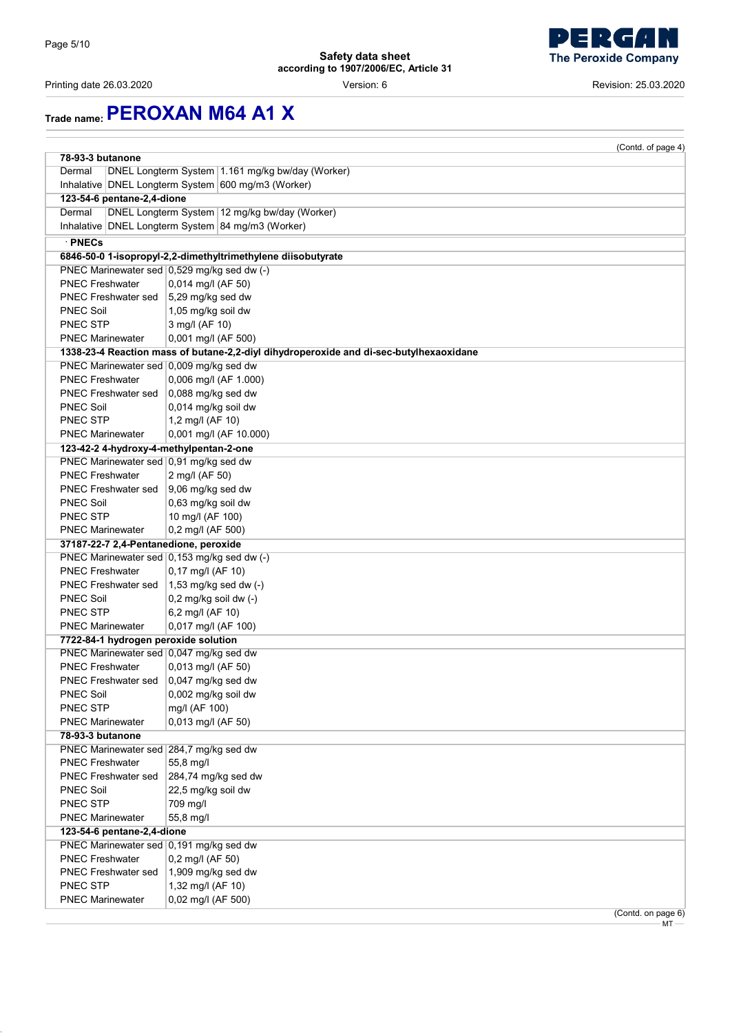## Trade name: PEROXAN M64 A1 X

(Contd. of page 4)

| **78-93-3 butanone** | | |
|---|---|---|
| Dermal | DNEL Longterm System | 1.161 mg/kg bw/day (Worker) |
| Inhalative | DNEL Longterm System | 600 mg/m3 (Worker) |
| **123-54-6 pentane-2,4-dione** | | |
| Dermal | DNEL Longterm System | 12 mg/kg bw/day (Worker) |
| Inhalative | DNEL Longterm System | 84 mg/m3 (Worker) |

· **PNECs**

| **6846-50-0 1-isopropyl-2,2-dimethyltrimethylene diisobutyrate** | |
|---|---|
| PNEC Marinewater sed | 0,529 mg/kg sed dw (-) |
| PNEC Freshwater | 0,014 mg/l (AF 50) |
| PNEC Freshwater sed | 5,29 mg/kg sed dw |
| PNEC Soil | 1,05 mg/kg soil dw |
| PNEC STP | 3 mg/l (AF 10) |
| PNEC Marinewater | 0,001 mg/l (AF 500) |
| **1338-23-4 Reaction mass of butane-2,2-diyl dihydroperoxide and di-sec-butylhexaoxidane** | |
| PNEC Marinewater sed | 0,009 mg/kg sed dw |
| PNEC Freshwater | 0,006 mg/l (AF 1.000) |
| PNEC Freshwater sed | 0,088 mg/kg sed dw |
| PNEC Soil | 0,014 mg/kg soil dw |
| PNEC STP | 1,2 mg/l (AF 10) |
| PNEC Marinewater | 0,001 mg/l (AF 10.000) |
| **123-42-2 4-hydroxy-4-methylpentan-2-one** | |
| PNEC Marinewater sed | 0,91 mg/kg sed dw |
| PNEC Freshwater | 2 mg/l (AF 50) |
| PNEC Freshwater sed | 9,06 mg/kg sed dw |
| PNEC Soil | 0,63 mg/kg soil dw |
| PNEC STP | 10 mg/l (AF 100) |
| PNEC Marinewater | 0,2 mg/l (AF 500) |
| **37187-22-7 2,4-Pentanedione, peroxide** | |
| PNEC Marinewater sed | 0,153 mg/kg sed dw (-) |
| PNEC Freshwater | 0,17 mg/l (AF 10) |
| PNEC Freshwater sed | 1,53 mg/kg sed dw (-) |
| PNEC Soil | 0,2 mg/kg soil dw (-) |
| PNEC STP | 6,2 mg/l (AF 10) |
| PNEC Marinewater | 0,017 mg/l (AF 100) |
| **7722-84-1 hydrogen peroxide solution** | |
| PNEC Marinewater sed | 0,047 mg/kg sed dw |
| PNEC Freshwater | 0,013 mg/l (AF 50) |
| PNEC Freshwater sed | 0,047 mg/kg sed dw |
| PNEC Soil | 0,002 mg/kg soil dw |
| PNEC STP | mg/l (AF 100) |
| PNEC Marinewater | 0,013 mg/l (AF 50) |
| **78-93-3 butanone** | |
| PNEC Marinewater sed | 284,7 mg/kg sed dw |
| PNEC Freshwater | 55,8 mg/l |
| PNEC Freshwater sed | 284,74 mg/kg sed dw |
| PNEC Soil | 22,5 mg/kg soil dw |
| PNEC STP | 709 mg/l |
| PNEC Marinewater | 55,8 mg/l |
| **123-54-6 pentane-2,4-dione** | |
| PNEC Marinewater sed | 0,191 mg/kg sed dw |
| PNEC Freshwater | 0,2 mg/l (AF 50) |
| PNEC Freshwater sed | 1,909 mg/kg sed dw |
| PNEC STP | 1,32 mg/l (AF 10) |
| PNEC Marinewater | 0,02 mg/l (AF 500) |

(Contd. on page 6)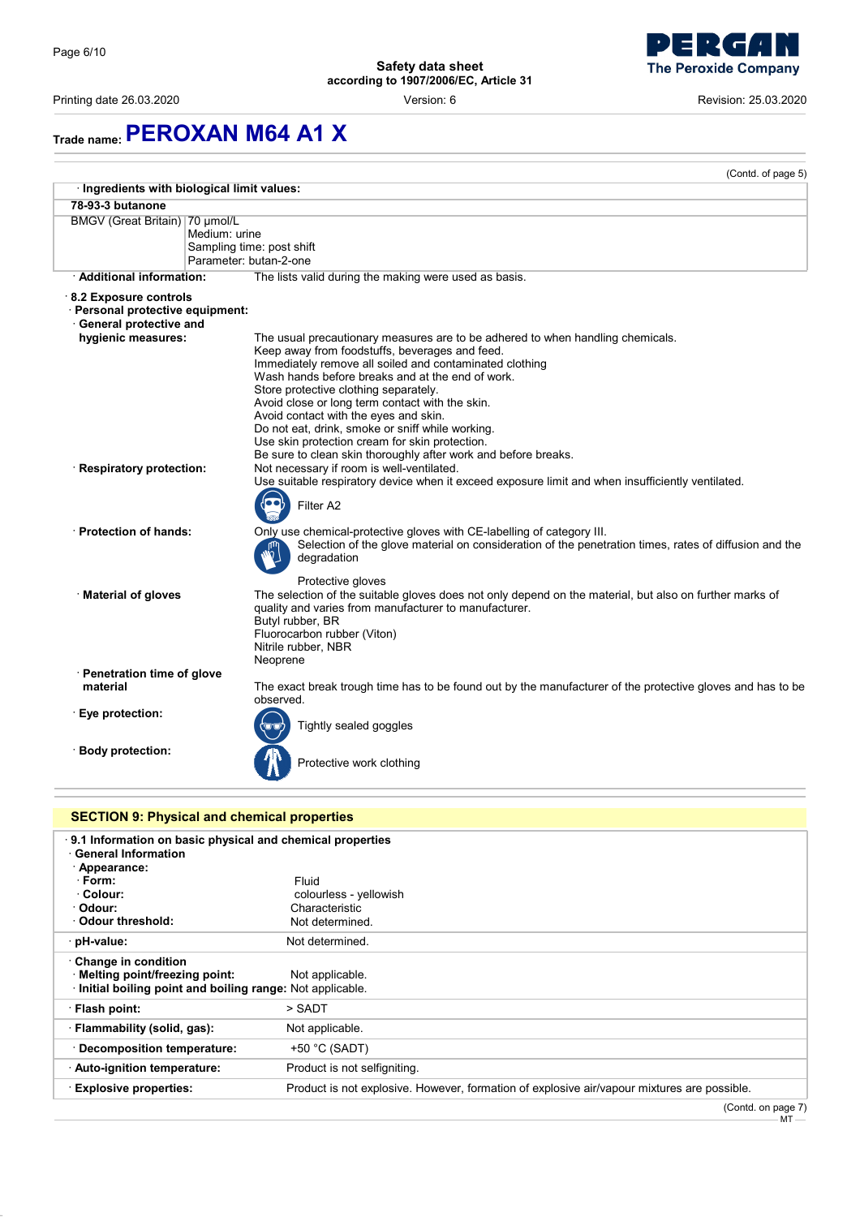## Trade name: PEROXAN M64 A1 X

(Contd. of page 5)

· **Ingredients with biological limit values:**

**78-93-3 butanone**

| BMGV (Great Britain) | 70 µmol/L<br>Medium: urine<br>Sampling time: post shift<br>Parameter: butan-2-one |
|---|---|

· **Additional information:** The lists valid during the making were used as basis.

· **8.2 Exposure controls**

· **Personal protective equipment:**

· **General protective and hygienic measures:**

The usual precautionary measures are to be adhered to when handling chemicals.
Keep away from foodstuffs, beverages and feed.
Immediately remove all soiled and contaminated clothing
Wash hands before breaks and at the end of work.
Store protective clothing separately.
Avoid close or long term contact with the skin.
Avoid contact with the eyes and skin.
Do not eat, drink, smoke or sniff while working.
Use skin protection cream for skin protection.
Be sure to clean skin thoroughly after work and before breaks.

· **Respiratory protection:** Not necessary if room is well-ventilated.
Use suitable respiratory device when it exceed exposure limit and when insufficiently ventilated.

Filter A2

· **Protection of hands:** Only use chemical-protective gloves with CE-labelling of category III.
Selection of the glove material on consideration of the penetration times, rates of diffusion and the degradation

Protective gloves

· **Material of gloves** The selection of the suitable gloves does not only depend on the material, but also on further marks of quality and varies from manufacturer to manufacturer.
Butyl rubber, BR
Fluorocarbon rubber (Viton)
Nitrile rubber, NBR
Neoprene

· **Penetration time of glove material** The exact break trough time has to be found out by the manufacturer of the protective gloves and has to be observed.

· **Eye protection:** Tightly sealed goggles

· **Body protection:** Protective work clothing

## SECTION 9: Physical and chemical properties

· **9.1 Information on basic physical and chemical properties**

· **General Information**

· **Appearance:**

| | |
|---|---|
| · **Form:** | Fluid |
| · **Colour:** | colourless - yellowish |
| · **Odour:** | Characteristic |
| · **Odour threshold:** | Not determined. |
| · **pH-value:** | Not determined. |
| · **Change in condition** | |
| · **Melting point/freezing point:** | Not applicable. |
| · **Initial boiling point and boiling range:** | Not applicable. |
| · **Flash point:** | > SADT |
| · **Flammability (solid, gas):** | Not applicable. |
| · **Decomposition temperature:** | +50 °C (SADT) |
| · **Auto-ignition temperature:** | Product is not selfigniting. |
| · **Explosive properties:** | Product is not explosive. However, formation of explosive air/vapour mixtures are possible. |

(Contd. on page 7)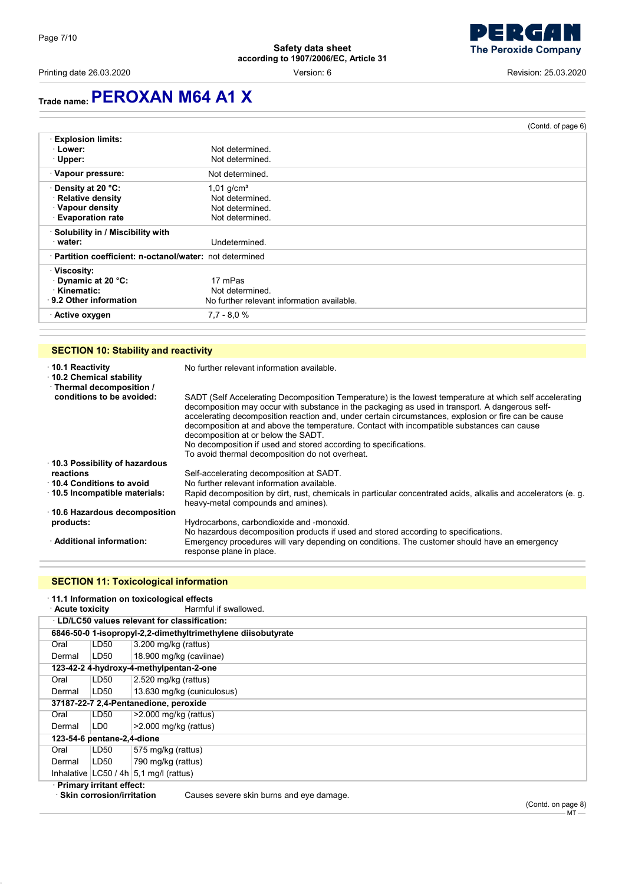Trade name: **PEROXAN M64 A1 X**

(Contd. of page 6)

| | |
|---|---|
| · **Explosion limits:** | |
| · **Lower:** | Not determined. |
| · **Upper:** | Not determined. |
| · **Vapour pressure:** | Not determined. |
| · **Density at 20 °C:** | 1,01 g/cm³ |
| · **Relative density** | Not determined. |
| · **Vapour density** | Not determined. |
| · **Evaporation rate** | Not determined. |
| · **Solubility in / Miscibility with** | |
| · **water:** | Undetermined. |
| · **Partition coefficient: n-octanol/water:** | not determined |
| · **Viscosity:** | |
| · **Dynamic at 20 °C:** | 17 mPas |
| · **Kinematic:** | Not determined. |
| · **9.2 Other information** | No further relevant information available. |
| · **Active oxygen** | 7,7 - 8,0 % |

## SECTION 10: Stability and reactivity

· **10.1 Reactivity** No further relevant information available.

· **10.2 Chemical stability**

· **Thermal decomposition / conditions to be avoided:**
SADT (Self Accelerating Decomposition Temperature) is the lowest temperature at which self accelerating decomposition may occur with substance in the packaging as used in transport. A dangerous self-accelerating decomposition reaction and, under certain circumstances, explosion or fire can be cause decomposition at and above the temperature. Contact with incompatible substances can cause decomposition at or below the SADT.
No decomposition if used and stored according to specifications.
To avoid thermal decomposition do not overheat.

· **10.3 Possibility of hazardous reactions** Self-accelerating decomposition at SADT.

· **10.4 Conditions to avoid** No further relevant information available.

· **10.5 Incompatible materials:** Rapid decomposition by dirt, rust, chemicals in particular concentrated acids, alkalis and accelerators (e. g. heavy-metal compounds and amines).

· **10.6 Hazardous decomposition products:** Hydrocarbons, carbondioxide and -monoxid.
No hazardous decomposition products if used and stored according to specifications.

· **Additional information:** Emergency procedures will vary depending on conditions. The customer should have an emergency response plane in place.

## SECTION 11: Toxicological information

· **11.1 Information on toxicological effects**

· **Acute toxicity** Harmful if swallowed.

| · **LD/LC50 values relevant for classification:** | | |
|---|---|---|
| **6846-50-0 1-isopropyl-2,2-dimethyltrimethylene diisobutyrate** | | |
| Oral | LD50 | 3.200 mg/kg (rattus) |
| Dermal | LD50 | 18.900 mg/kg (caviinae) |
| **123-42-2 4-hydroxy-4-methylpentan-2-one** | | |
| Oral | LD50 | 2.520 mg/kg (rattus) |
| Dermal | LD50 | 13.630 mg/kg (cuniculosus) |
| **37187-22-7 2,4-Pentanedione, peroxide** | | |
| Oral | LD50 | >2.000 mg/kg (rattus) |
| Dermal | LD0 | >2.000 mg/kg (rattus) |
| **123-54-6 pentane-2,4-dione** | | |
| Oral | LD50 | 575 mg/kg (rattus) |
| Dermal | LD50 | 790 mg/kg (rattus) |
| Inhalative | LC50 / 4h | 5,1 mg/l (rattus) |

· **Primary irritant effect:**

· **Skin corrosion/irritation** Causes severe skin burns and eye damage.

(Contd. on page 8)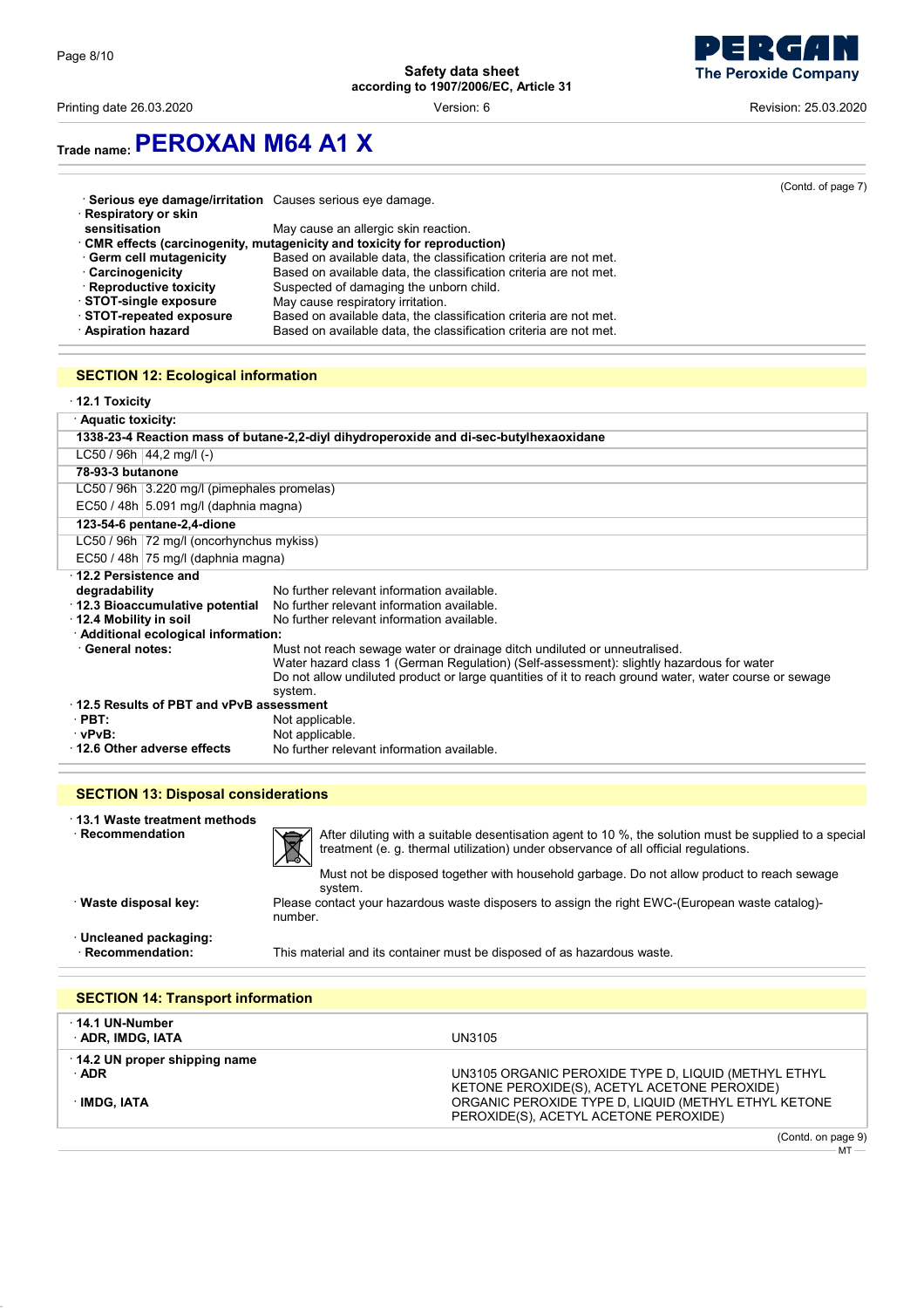# Trade name: PEROXAN M64 A1 X

(Contd. of page 7)

· **Serious eye damage/irritation** Causes serious eye damage.
· **Respiratory or skin sensitisation** May cause an allergic skin reaction.
· **CMR effects (carcinogenity, mutagenicity and toxicity for reproduction)**
· **Germ cell mutagenicity** Based on available data, the classification criteria are not met.
· **Carcinogenicity** Based on available data, the classification criteria are not met.
· **Reproductive toxicity** Suspected of damaging the unborn child.
· **STOT-single exposure** May cause respiratory irritation.
· **STOT-repeated exposure** Based on available data, the classification criteria are not met.
· **Aspiration hazard** Based on available data, the classification criteria are not met.

## SECTION 12: Ecological information

· **12.1 Toxicity**

| · Aquatic toxicity: | |
|---|---|
| **1338-23-4 Reaction mass of butane-2,2-diyl dihydroperoxide and di-sec-butylhexaoxidane** | |
| LC50 / 96h | 44,2 mg/l (-) |
| **78-93-3 butanone** | |
| LC50 / 96h | 3.220 mg/l (pimephales promelas) |
| EC50 / 48h | 5.091 mg/l (daphnia magna) |
| **123-54-6 pentane-2,4-dione** | |
| LC50 / 96h | 72 mg/l (oncorhynchus mykiss) |
| EC50 / 48h | 75 mg/l (daphnia magna) |

· **12.2 Persistence and degradability** No further relevant information available.
· **12.3 Bioaccumulative potential** No further relevant information available.
· **12.4 Mobility in soil** No further relevant information available.
· **Additional ecological information:**
· **General notes:** Must not reach sewage water or drainage ditch undiluted or unneutralised.
Water hazard class 1 (German Regulation) (Self-assessment): slightly hazardous for water
Do not allow undiluted product or large quantities of it to reach ground water, water course or sewage system.
· **12.5 Results of PBT and vPvB assessment**
· **PBT:** Not applicable.
· **vPvB:** Not applicable.
· **12.6 Other adverse effects** No further relevant information available.

## SECTION 13: Disposal considerations

· **13.1 Waste treatment methods**
· **Recommendation** After diluting with a suitable desentisation agent to 10 %, the solution must be supplied to a special treatment (e. g. thermal utilization) under observance of all official regulations.

Must not be disposed together with household garbage. Do not allow product to reach sewage system.

· **Waste disposal key:** Please contact your hazardous waste disposers to assign the right EWC-(European waste catalog)-number.

· **Uncleaned packaging:**
· **Recommendation:** This material and its container must be disposed of as hazardous waste.

## SECTION 14: Transport information

| | |
|---|---|
| · **14.1 UN-Number** · **ADR, IMDG, IATA** | UN3105 |
| · **14.2 UN proper shipping name** · **ADR** | UN3105 ORGANIC PEROXIDE TYPE D, LIQUID (METHYL ETHYL KETONE PEROXIDE(S), ACETYL ACETONE PEROXIDE) |
| · **IMDG, IATA** | ORGANIC PEROXIDE TYPE D, LIQUID (METHYL ETHYL KETONE PEROXIDE(S), ACETYL ACETONE PEROXIDE) |

(Contd. on page 9)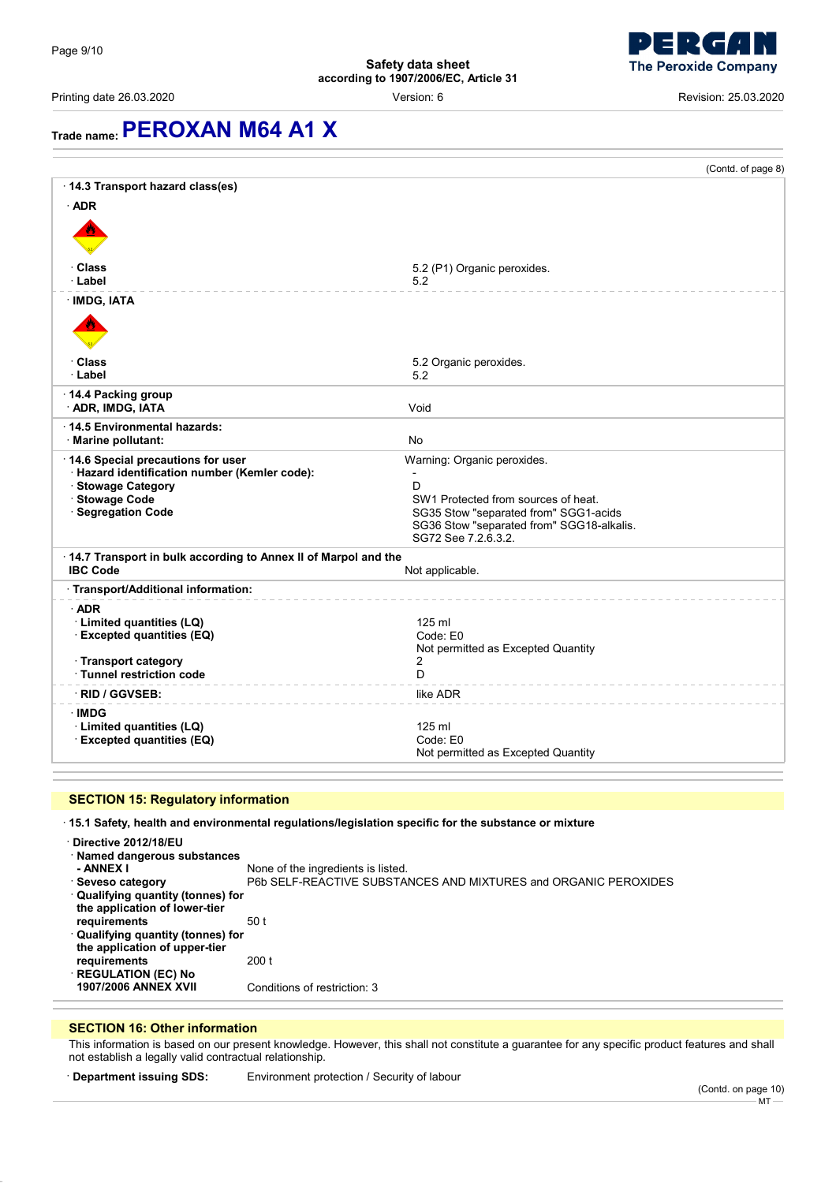Trade name: **PEROXAN M64 A1 X**

(Contd. of page 8)

· **14.3 Transport hazard class(es)**

· **ADR**

| | |
|---|---|
| · **Class** | 5.2 (P1) Organic peroxides. |
| · **Label** | 5.2 |

· **IMDG, IATA**

| | |
|---|---|
| · **Class** | 5.2 Organic peroxides. |
| · **Label** | 5.2 |

· **14.4 Packing group**

| | |
|---|---|
| · **ADR, IMDG, IATA** | Void |

· **14.5 Environmental hazards:**

| | |
|---|---|
| · **Marine pollutant:** | No |

| | |
|---|---|
| · **14.6 Special precautions for user** | Warning: Organic peroxides. |
| · **Hazard identification number (Kemler code):** | - |
| · **Stowage Category** | D |
| · **Stowage Code** | SW1 Protected from sources of heat. |
| · **Segregation Code** | SG35 Stow "separated from" SGG1-acids<br>SG36 Stow "separated from" SGG18-alkalis.<br>SG72 See 7.2.6.3.2. |

| | |
|---|---|
| · **14.7 Transport in bulk according to Annex II of Marpol and the IBC Code** | Not applicable. |

· **Transport/Additional information:**

· **ADR**

| | |
|---|---|
| · **Limited quantities (LQ)** | 125 ml |
| · **Excepted quantities (EQ)** | Code: E0<br>Not permitted as Excepted Quantity |
| · **Transport category** | 2 |
| · **Tunnel restriction code** | D |

| | |
|---|---|
| · **RID / GGVSEB:** | like ADR |

· **IMDG**

| | |
|---|---|
| · **Limited quantities (LQ)** | 125 ml |
| · **Excepted quantities (EQ)** | Code: E0<br>Not permitted as Excepted Quantity |

## SECTION 15: Regulatory information

· **15.1 Safety, health and environmental regulations/legislation specific for the substance or mixture**

· **Directive 2012/18/EU**

| | |
|---|---|
| · **Named dangerous substances - ANNEX I** | None of the ingredients is listed. |
| · **Seveso category** | P6b SELF-REACTIVE SUBSTANCES AND MIXTURES and ORGANIC PEROXIDES |
| · **Qualifying quantity (tonnes) for the application of lower-tier requirements** | 50 t |
| · **Qualifying quantity (tonnes) for the application of upper-tier requirements** | 200 t |
| · **REGULATION (EC) No 1907/2006 ANNEX XVII** | Conditions of restriction: 3 |

## SECTION 16: Other information

This information is based on our present knowledge. However, this shall not constitute a guarantee for any specific product features and shall not establish a legally valid contractual relationship.

· **Department issuing SDS:** Environment protection / Security of labour

(Contd. on page 10)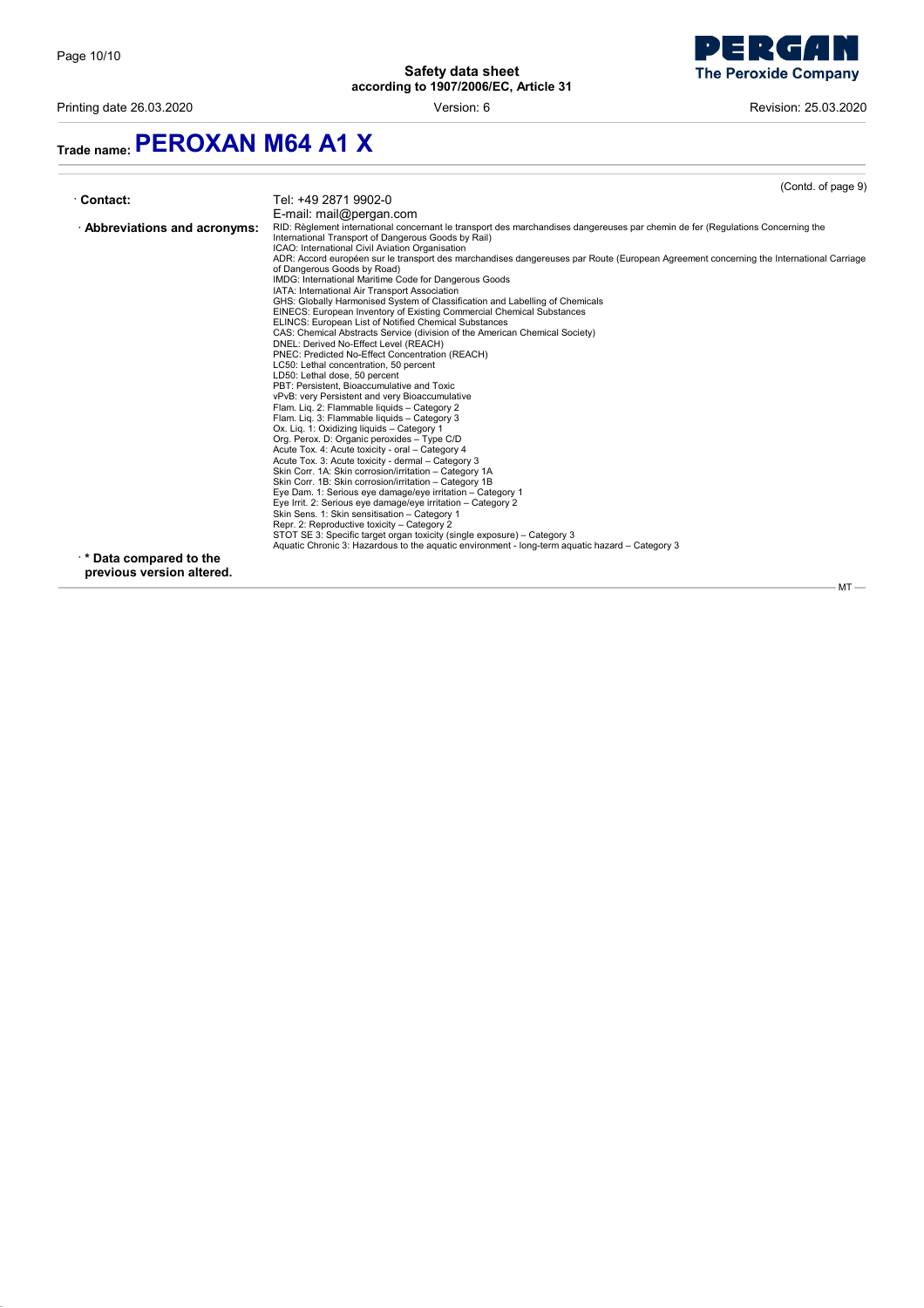(Contd. of page 9)

**· Contact:** Tel: +49 2871 9902-0
E-mail: mail@pergan.com

**· Abbreviations and acronyms:**
RID: Règlement international concernant le transport des marchandises dangereuses par chemin de fer (Regulations Concerning the International Transport of Dangerous Goods by Rail)
ICAO: International Civil Aviation Organisation
ADR: Accord européen sur le transport des marchandises dangereuses par Route (European Agreement concerning the International Carriage of Dangerous Goods by Road)
IMDG: International Maritime Code for Dangerous Goods
IATA: International Air Transport Association
GHS: Globally Harmonised System of Classification and Labelling of Chemicals
EINECS: European Inventory of Existing Commercial Chemical Substances
ELINCS: European List of Notified Chemical Substances
CAS: Chemical Abstracts Service (division of the American Chemical Society)
DNEL: Derived No-Effect Level (REACH)
PNEC: Predicted No-Effect Concentration (REACH)
LC50: Lethal concentration, 50 percent
LD50: Lethal dose, 50 percent
PBT: Persistent, Bioaccumulative and Toxic
vPvB: very Persistent and very Bioaccumulative
Flam. Liq. 2: Flammable liquids – Category 2
Flam. Liq. 3: Flammable liquids – Category 3
Ox. Liq. 1: Oxidizing liquids – Category 1
Org. Perox. D: Organic peroxides – Type C/D
Acute Tox. 4: Acute toxicity - oral – Category 4
Acute Tox. 3: Acute toxicity - dermal – Category 3
Skin Corr. 1A: Skin corrosion/irritation – Category 1A
Skin Corr. 1B: Skin corrosion/irritation – Category 1B
Eye Dam. 1: Serious eye damage/eye irritation – Category 1
Eye Irrit. 2: Serious eye damage/eye irritation – Category 2
Skin Sens. 1: Skin sensitisation – Category 1
Repr. 2: Reproductive toxicity – Category 2
STOT SE 3: Specific target organ toxicity (single exposure) – Category 3
Aquatic Chronic 3: Hazardous to the aquatic environment - long-term aquatic hazard – Category 3

**· * Data compared to the previous version altered.**

MT